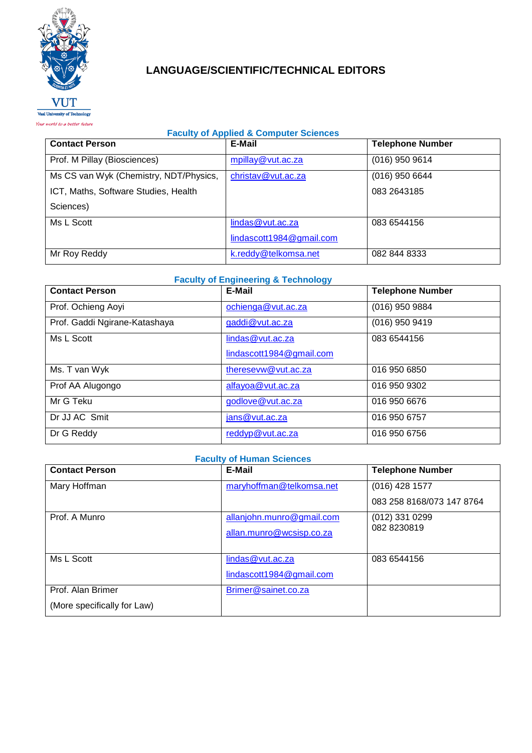VUT

Vaal University of Technology

*Your world to a better future*

# LANGUAGE/SCIENTIFIC/TECHNICAL EDITORS

## Faculty of Applied & Computer Sciences

| Contact Person | E-Mail | Telephone Number |
|---|---|---|
| Prof. M Pillay (Biosciences) | mpillay@vut.ac.za | (016) 950 9614 |
| Ms CS van Wyk (Chemistry, NDT/Physics, ICT, Maths, Software Studies, Health Sciences) | christav@vut.ac.za | (016) 950 6644<br>083 2643185 |
| Ms L Scott | lindas@vut.ac.za<br>lindascott1984@gmail.com | 083 6544156 |
| Mr Roy Reddy | k.reddy@telkomsa.net | 082 844 8333 |

## Faculty of Engineering & Technology

| Contact Person | E-Mail | Telephone Number |
|---|---|---|
| Prof. Ochieng Aoyi | ochienga@vut.ac.za | (016) 950 9884 |
| Prof. Gaddi Ngirane-Katashaya | gaddi@vut.ac.za | (016) 950 9419 |
| Ms L Scott | lindas@vut.ac.za<br>lindascott1984@gmail.com | 083 6544156 |
| Ms. T van Wyk | theresevw@vut.ac.za | 016 950 6850 |
| Prof AA Alugongo | alfayoa@vut.ac.za | 016 950 9302 |
| Mr G Teku | godlove@vut.ac.za | 016 950 6676 |
| Dr JJ AC Smit | jans@vut.ac.za | 016 950 6757 |
| Dr G Reddy | reddyp@vut.ac.za | 016 950 6756 |

## Faculty of Human Sciences

| Contact Person | E-Mail | Telephone Number |
|---|---|---|
| Mary Hoffman | maryhoffman@telkomsa.net | (016) 428 1577<br>083 258 8168/073 147 8764 |
| Prof. A Munro | allanjohn.munro@gmail.com<br>allan.munro@wcsisp.co.za | (012) 331 0299<br>082 8230819 |
| Ms L Scott | lindas@vut.ac.za<br>lindascott1984@gmail.com | 083 6544156 |
| Prof. Alan Brimer<br>(More specifically for Law) | Brimer@sainet.co.za | |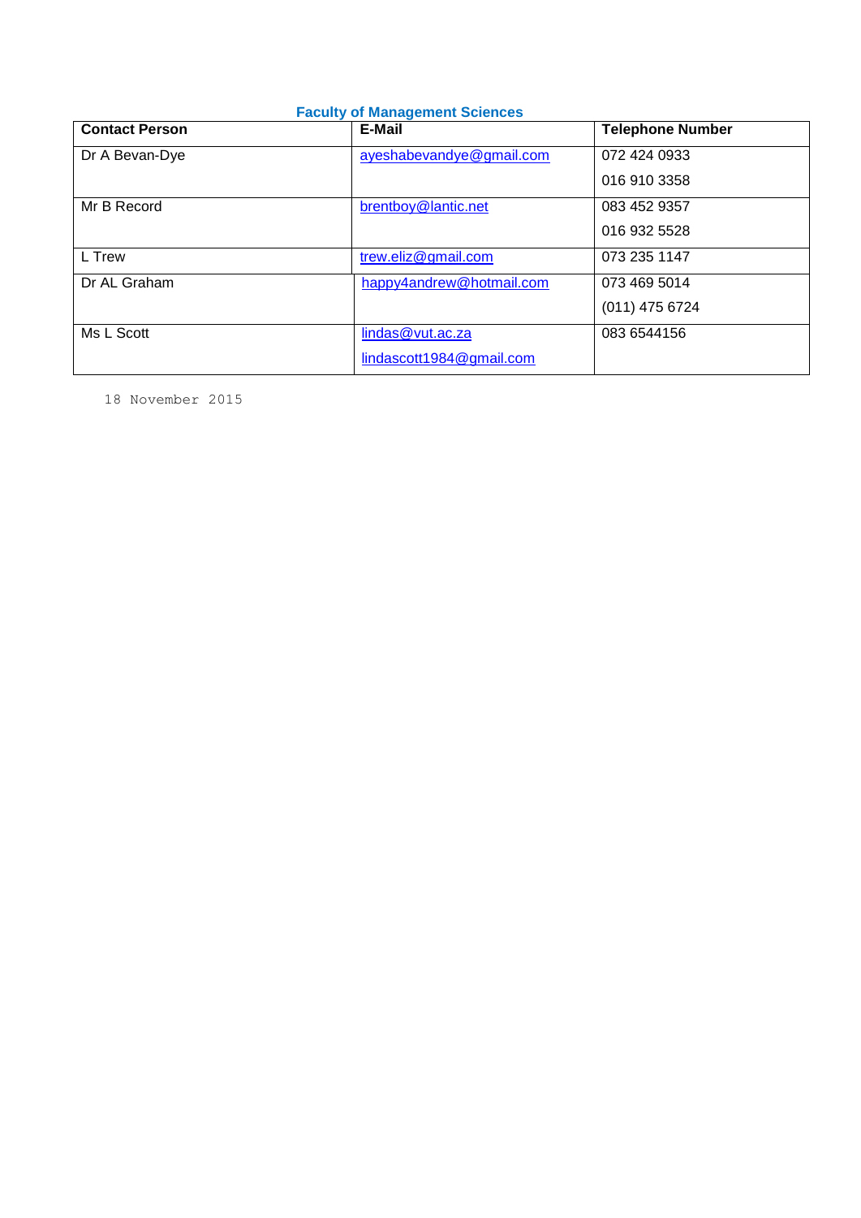**Faculty of Management Sciences**

| Contact Person | E-Mail | Telephone Number |
| --- | --- | --- |
| Dr A Bevan-Dye | ayeshabevandye@gmail.com | 072 424 0933<br>016 910 3358 |
| Mr B Record | brentboy@lantic.net | 083 452 9357<br>016 932 5528 |
| L Trew | trew.eliz@gmail.com | 073 235 1147 |
| Dr AL Graham | happy4andrew@hotmail.com | 073 469 5014<br>(011) 475 6724 |
| Ms L Scott | lindas@vut.ac.za<br>lindascott1984@gmail.com | 083 6544156 |

18 November 2015